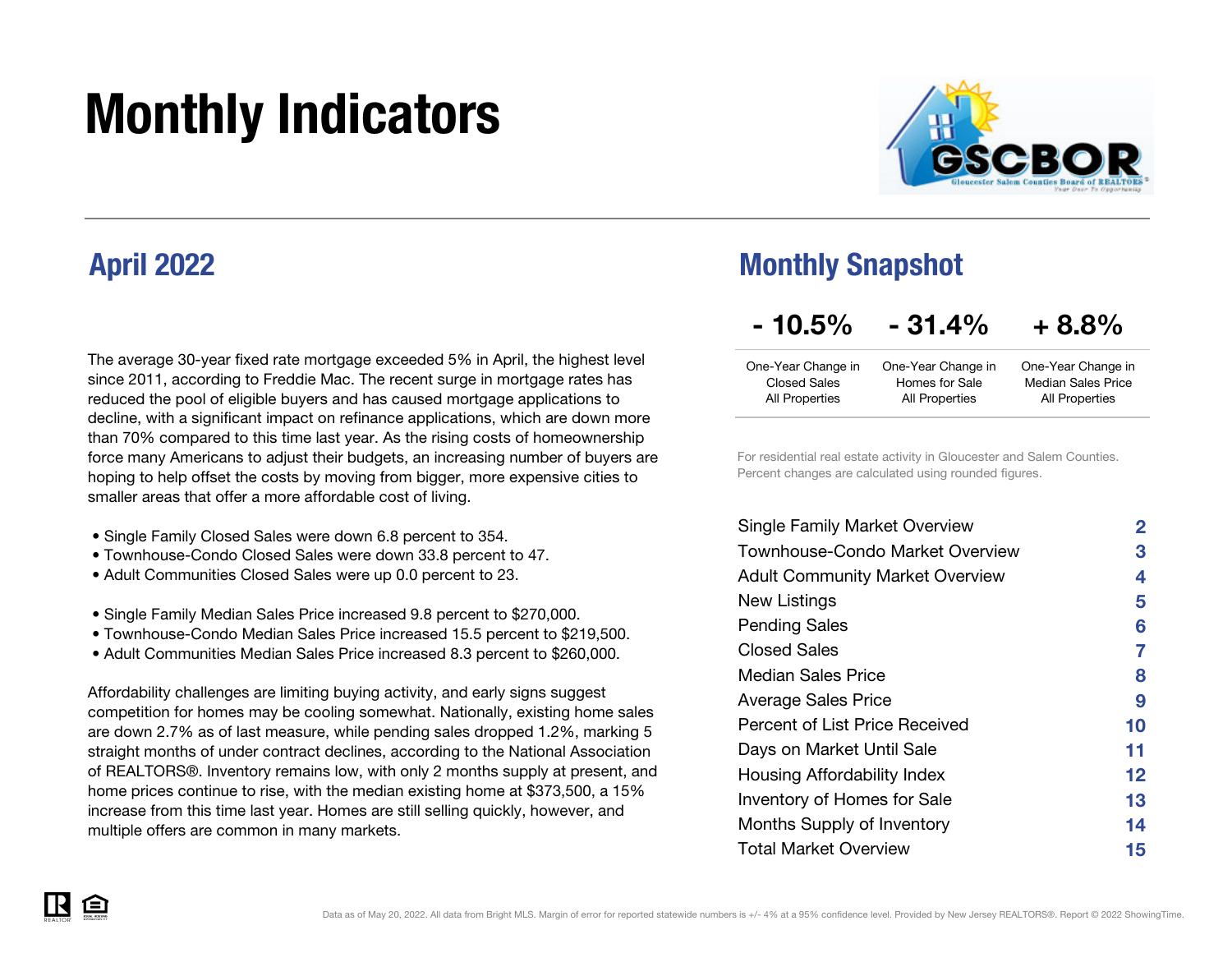# Monthly Indicators

## April 2022

The average 30-year fixed rate mortgage exceeded 5% in April, the highest level since 2011, according to Freddie Mac. The recent surge in mortgage rates has reduced the pool of eligible buyers and has caused mortgage applications to decline, with a significant impact on refinance applications, which are down more than 70% compared to this time last year. As the rising costs of homeownership force many Americans to adjust their budgets, an increasing number of buyers are hoping to help offset the costs by moving from bigger, more expensive cities to smaller areas that offer a more affordable cost of living.

- Single Family Closed Sales were down 6.8 percent to 354.
- Townhouse-Condo Closed Sales were down 33.8 percent to 47.
- Adult Communities Closed Sales were up 0.0 percent to 23.

- Single Family Median Sales Price increased 9.8 percent to $270,000.
- Townhouse-Condo Median Sales Price increased 15.5 percent to $219,500.
- Adult Communities Median Sales Price increased 8.3 percent to $260,000.

Affordability challenges are limiting buying activity, and early signs suggest competition for homes may be cooling somewhat. Nationally, existing home sales are down 2.7% as of last measure, while pending sales dropped 1.2%, marking 5 straight months of under contract declines, according to the National Association of REALTORS®. Inventory remains low, with only 2 months supply at present, and home prices continue to rise, with the median existing home at $373,500, a 15% increase from this time last year. Homes are still selling quickly, however, and multiple offers are common in many markets.

## Monthly Snapshot

| - 10.5% | - 31.4% | + 8.8% |
|---|---|---|
| One-Year Change in Closed Sales All Properties | One-Year Change in Homes for Sale All Properties | One-Year Change in Median Sales Price All Properties |

For residential real estate activity in Gloucester and Salem Counties. Percent changes are calculated using rounded figures.

| | |
|---|---|
| Single Family Market Overview | 2 |
| Townhouse-Condo Market Overview | 3 |
| Adult Community Market Overview | 4 |
| New Listings | 5 |
| Pending Sales | 6 |
| Closed Sales | 7 |
| Median Sales Price | 8 |
| Average Sales Price | 9 |
| Percent of List Price Received | 10 |
| Days on Market Until Sale | 11 |
| Housing Affordability Index | 12 |
| Inventory of Homes for Sale | 13 |
| Months Supply of Inventory | 14 |
| Total Market Overview | 15 |

Data as of May 20, 2022. All data from Bright MLS. Margin of error for reported statewide numbers is +/- 4% at a 95% confidence level. Provided by New Jersey REALTORS®. Report © 2022 ShowingTime.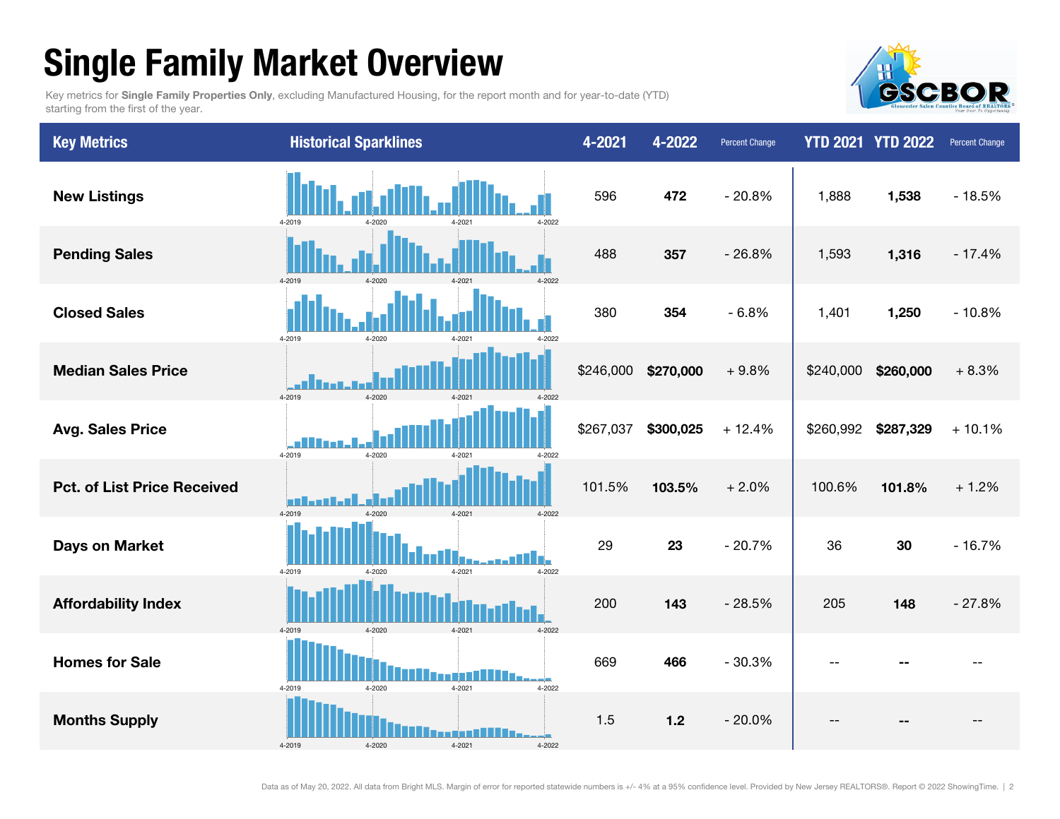# Single Family Market Overview

Key metrics for **Single Family Properties Only**, excluding Manufactured Housing, for the report month and for year-to-date (YTD) starting from the first of the year.

| Key Metrics | Historical Sparklines | 4-2021 | 4-2022 | Percent Change | YTD 2021 | YTD 2022 | Percent Change |
|---|---|---|---|---|---|---|---|
| New Listings | 4-2019 4-2020 4-2021 4-2022 | 596 | **472** | - 20.8% | 1,888 | **1,538** | - 18.5% |
| Pending Sales | 4-2019 4-2020 4-2021 4-2022 | 488 | **357** | - 26.8% | 1,593 | **1,316** | - 17.4% |
| Closed Sales | 4-2019 4-2020 4-2021 4-2022 | 380 | **354** | - 6.8% | 1,401 | **1,250** | - 10.8% |
| Median Sales Price | 4-2019 4-2020 4-2021 4-2022 | $246,000 | **$270,000** | + 9.8% | $240,000 | **$260,000** | + 8.3% |
| Avg. Sales Price | 4-2019 4-2020 4-2021 4-2022 | $267,037 | **$300,025** | + 12.4% | $260,992 | **$287,329** | + 10.1% |
| Pct. of List Price Received | 4-2019 4-2020 4-2021 4-2022 | 101.5% | **103.5%** | + 2.0% | 100.6% | **101.8%** | + 1.2% |
| Days on Market | 4-2019 4-2020 4-2021 4-2022 | 29 | **23** | - 20.7% | 36 | **30** | - 16.7% |
| Affordability Index | 4-2019 4-2020 4-2021 4-2022 | 200 | **143** | - 28.5% | 205 | **148** | - 27.8% |
| Homes for Sale | 4-2019 4-2020 4-2021 4-2022 | 669 | **466** | - 30.3% | -- | **--** | -- |
| Months Supply | 4-2019 4-2020 4-2021 4-2022 | 1.5 | **1.2** | - 20.0% | -- | **--** | -- |

Data as of May 20, 2022. All data from Bright MLS. Margin of error for reported statewide numbers is +/- 4% at a 95% confidence level. Provided by New Jersey REALTORS®. Report © 2022 ShowingTime.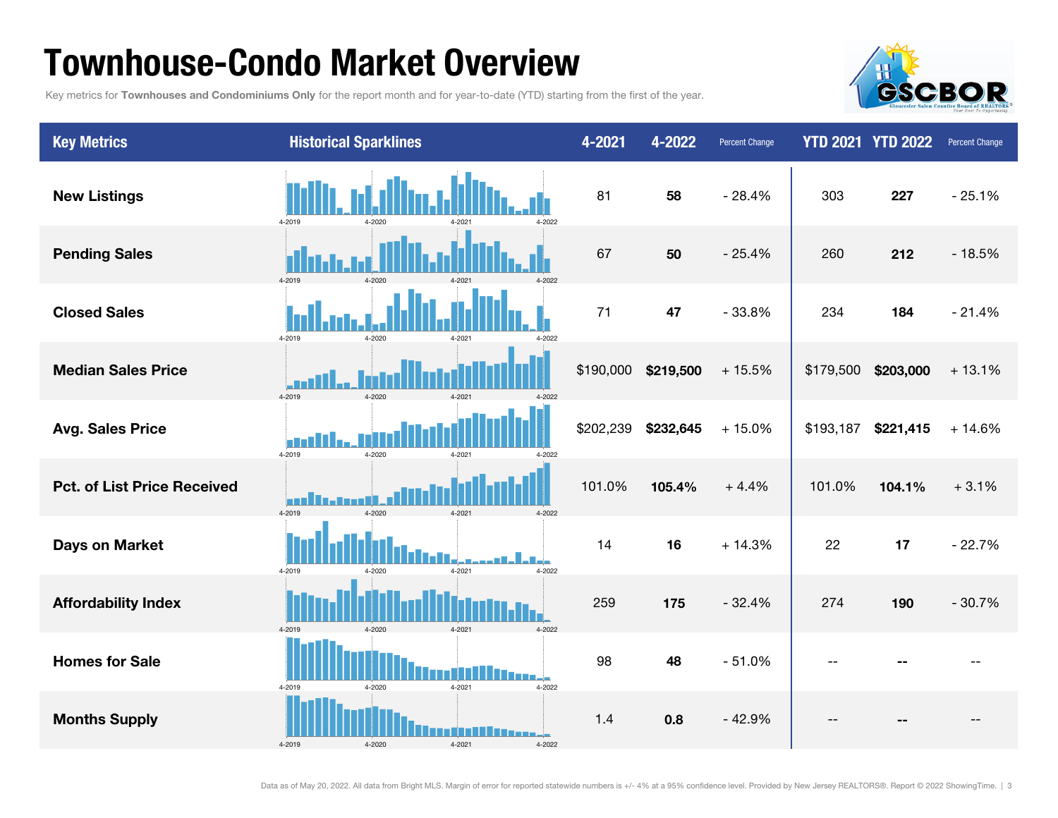# Townhouse-Condo Market Overview

Key metrics for **Townhouses and Condominiums Only** for the report month and for year-to-date (YTD) starting from the first of the year.

| Key Metrics | Historical Sparklines | 4-2021 | 4-2022 | Percent Change | YTD 2021 | YTD 2022 | Percent Change |
|---|---|---|---|---|---|---|---|
| New Listings | 4-2019 4-2020 4-2021 4-2022 | 81 | **58** | - 28.4% | 303 | **227** | - 25.1% |
| Pending Sales | 4-2019 4-2020 4-2021 4-2022 | 67 | **50** | - 25.4% | 260 | **212** | - 18.5% |
| Closed Sales | 4-2019 4-2020 4-2021 4-2022 | 71 | **47** | - 33.8% | 234 | **184** | - 21.4% |
| Median Sales Price | 4-2019 4-2020 4-2021 4-2022 | $190,000 | **$219,500** | + 15.5% | $179,500 | **$203,000** | + 13.1% |
| Avg. Sales Price | 4-2019 4-2020 4-2021 4-2022 | $202,239 | **$232,645** | + 15.0% | $193,187 | **$221,415** | + 14.6% |
| Pct. of List Price Received | 4-2019 4-2020 4-2021 4-2022 | 101.0% | **105.4%** | + 4.4% | 101.0% | **104.1%** | + 3.1% |
| Days on Market | 4-2019 4-2020 4-2021 4-2022 | 14 | **16** | + 14.3% | 22 | **17** | - 22.7% |
| Affordability Index | 4-2019 4-2020 4-2021 4-2022 | 259 | **175** | - 32.4% | 274 | **190** | - 30.7% |
| Homes for Sale | 4-2019 4-2020 4-2021 4-2022 | 98 | **48** | - 51.0% | -- | **--** | -- |
| Months Supply | 4-2019 4-2020 4-2021 4-2022 | 1.4 | **0.8** | - 42.9% | -- | **--** | -- |

Data as of May 20, 2022. All data from Bright MLS. Margin of error for reported statewide numbers is +/- 4% at a 95% confidence level. Provided by New Jersey REALTORS®. Report © 2022 ShowingTime.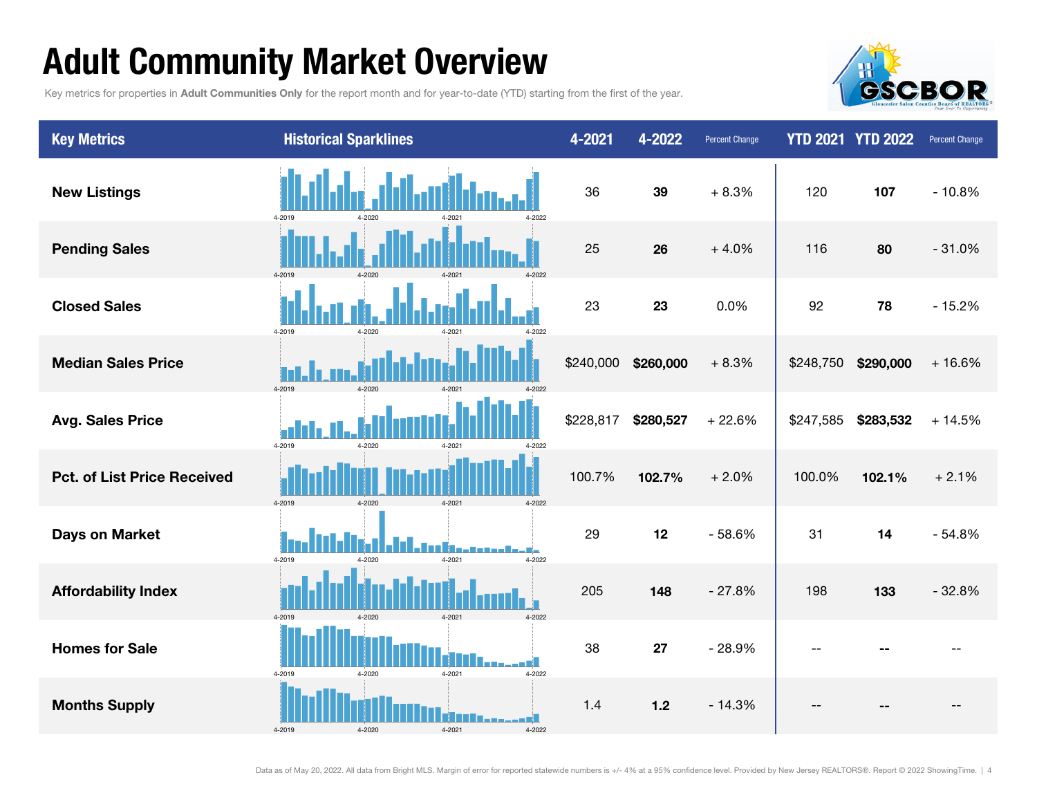# Adult Community Market Overview

Key metrics for properties in **Adult Communities Only** for the report month and for year-to-date (YTD) starting from the first of the year.

| Key Metrics | Historical Sparklines | 4-2021 | 4-2022 | Percent Change | YTD 2021 | YTD 2022 | Percent Change |
|---|---|---|---|---|---|---|---|
| New Listings | 4-2019 4-2020 4-2021 4-2022 | 36 | **39** | + 8.3% | 120 | **107** | - 10.8% |
| Pending Sales | 4-2019 4-2020 4-2021 4-2022 | 25 | **26** | + 4.0% | 116 | **80** | - 31.0% |
| Closed Sales | 4-2019 4-2020 4-2021 4-2022 | 23 | **23** | 0.0% | 92 | **78** | - 15.2% |
| Median Sales Price | 4-2019 4-2020 4-2021 4-2022 | $240,000 | **$260,000** | + 8.3% | $248,750 | **$290,000** | + 16.6% |
| Avg. Sales Price | 4-2019 4-2020 4-2021 4-2022 | $228,817 | **$280,527** | + 22.6% | $247,585 | **$283,532** | + 14.5% |
| Pct. of List Price Received | 4-2019 4-2020 4-2021 4-2022 | 100.7% | **102.7%** | + 2.0% | 100.0% | **102.1%** | + 2.1% |
| Days on Market | 4-2019 4-2020 4-2021 4-2022 | 29 | **12** | - 58.6% | 31 | **14** | - 54.8% |
| Affordability Index | 4-2019 4-2020 4-2021 4-2022 | 205 | **148** | - 27.8% | 198 | **133** | - 32.8% |
| Homes for Sale | 4-2019 4-2020 4-2021 4-2022 | 38 | **27** | - 28.9% | -- | **--** | -- |
| Months Supply | 4-2019 4-2020 4-2021 4-2022 | 1.4 | **1.2** | - 14.3% | -- | **--** | -- |

Data as of May 20, 2022. All data from Bright MLS. Margin of error for reported statewide numbers is +/- 4% at a 95% confidence level. Provided by New Jersey REALTORS®. Report © 2022 ShowingTime.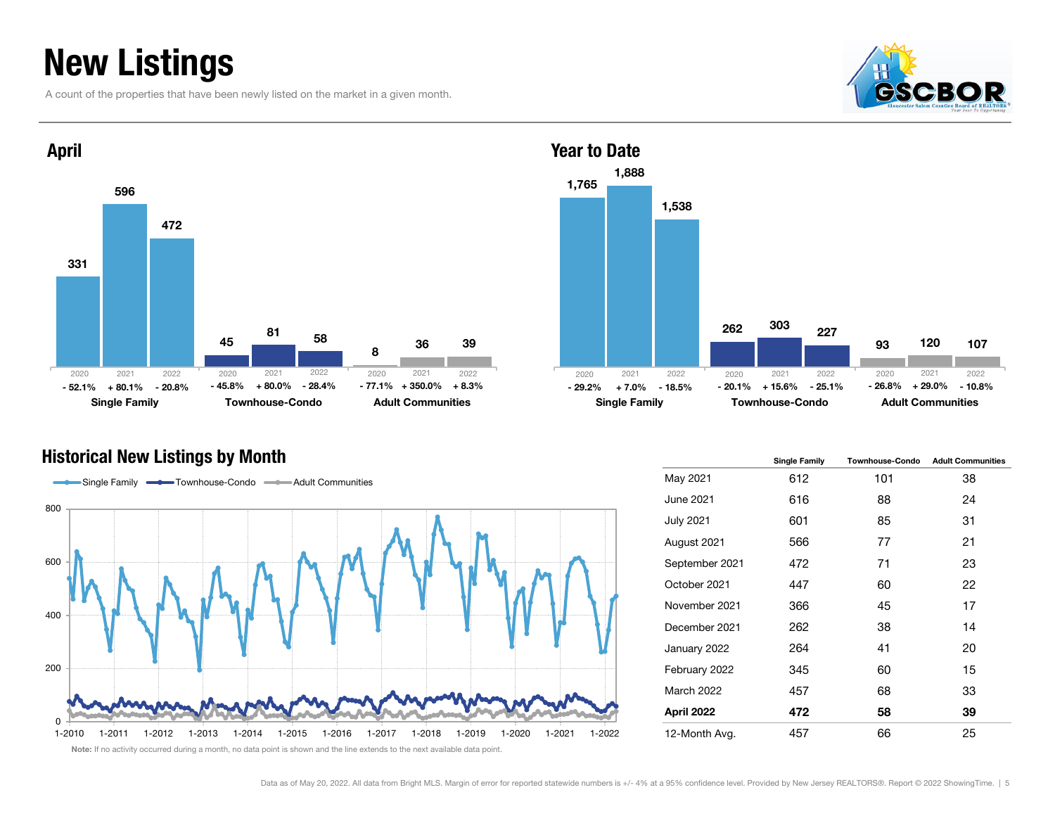# New Listings

A count of the properties that have been newly listed on the market in a given month.

## April

| | 2020 | 2021 | 2022 |
|---|---|---|---|
| Single Family | 331 | 596 | 472 |
| | - 52.1% | + 80.1% | - 20.8% |
| Townhouse-Condo | 45 | 81 | 58 |
| | - 45.8% | + 80.0% | - 28.4% |
| Adult Communities | 8 | 36 | 39 |
| | - 77.1% | + 350.0% | + 8.3% |

## Year to Date

| | 2020 | 2021 | 2022 |
|---|---|---|---|
| Single Family | 1,765 | 1,888 | 1,538 |
| | - 29.2% | + 7.0% | - 18.5% |
| Townhouse-Condo | 262 | 303 | 227 |
| | - 20.1% | + 15.6% | - 25.1% |
| Adult Communities | 93 | 120 | 107 |
| | - 26.8% | + 29.0% | - 10.8% |

## Historical New Listings by Month

Single Family · Townhouse-Condo · Adult Communities

Note: If no activity occurred during a month, no data point is shown and the line extends to the next available data point.

| | Single Family | Townhouse-Condo | Adult Communities |
|---|---|---|---|
| May 2021 | 612 | 101 | 38 |
| June 2021 | 616 | 88 | 24 |
| July 2021 | 601 | 85 | 31 |
| August 2021 | 566 | 77 | 21 |
| September 2021 | 472 | 71 | 23 |
| October 2021 | 447 | 60 | 22 |
| November 2021 | 366 | 45 | 17 |
| December 2021 | 262 | 38 | 14 |
| January 2022 | 264 | 41 | 20 |
| February 2022 | 345 | 60 | 15 |
| March 2022 | 457 | 68 | 33 |
| **April 2022** | **472** | **58** | **39** |
| 12-Month Avg. | 457 | 66 | 25 |

Data as of May 20, 2022. All data from Bright MLS. Margin of error for reported statewide numbers is +/- 4% at a 95% confidence level. Provided by New Jersey REALTORS®. Report © 2022 ShowingTime.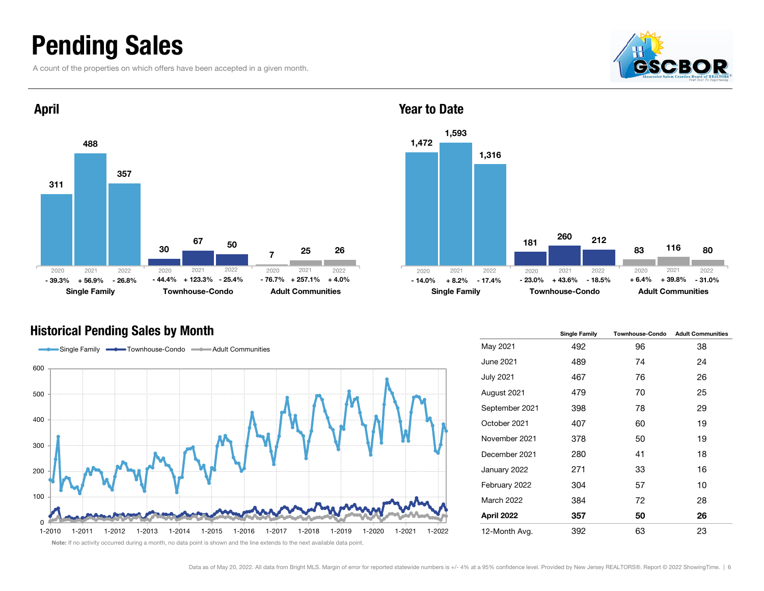# Pending Sales

A count of the properties on which offers have been accepted in a given month.

## April

| | 2020 | 2021 | 2022 |
|---|---|---|---|
| Single Family | 311 | 488 | 357 |
| Change | - 39.3% | + 56.9% | - 26.8% |
| Townhouse-Condo | 30 | 67 | 50 |
| Change | - 44.4% | + 123.3% | - 25.4% |
| Adult Communities | 7 | 25 | 26 |
| Change | - 76.7% | + 257.1% | + 4.0% |

## Year to Date

| | 2020 | 2021 | 2022 |
|---|---|---|---|
| Single Family | 1,472 | 1,593 | 1,316 |
| Change | - 14.0% | + 8.2% | - 17.4% |
| Townhouse-Condo | 181 | 260 | 212 |
| Change | - 23.0% | + 43.6% | - 18.5% |
| Adult Communities | 83 | 116 | 80 |
| Change | + 6.4% | + 39.8% | - 31.0% |

## Historical Pending Sales by Month

Single Family · Townhouse-Condo · Adult Communities

**Note:** If no activity occurred during a month, no data point is shown and the line extends to the next available data point.

| | Single Family | Townhouse-Condo | Adult Communities |
|---|---|---|---|
| May 2021 | 492 | 96 | 38 |
| June 2021 | 489 | 74 | 24 |
| July 2021 | 467 | 76 | 26 |
| August 2021 | 479 | 70 | 25 |
| September 2021 | 398 | 78 | 29 |
| October 2021 | 407 | 60 | 19 |
| November 2021 | 378 | 50 | 19 |
| December 2021 | 280 | 41 | 18 |
| January 2022 | 271 | 33 | 16 |
| February 2022 | 304 | 57 | 10 |
| March 2022 | 384 | 72 | 28 |
| **April 2022** | **357** | **50** | **26** |
| 12-Month Avg. | 392 | 63 | 23 |

Data as of May 20, 2022. All data from Bright MLS. Margin of error for reported statewide numbers is +/- 4% at a 95% confidence level. Provided by New Jersey REALTORS®. Report © 2022 ShowingTime.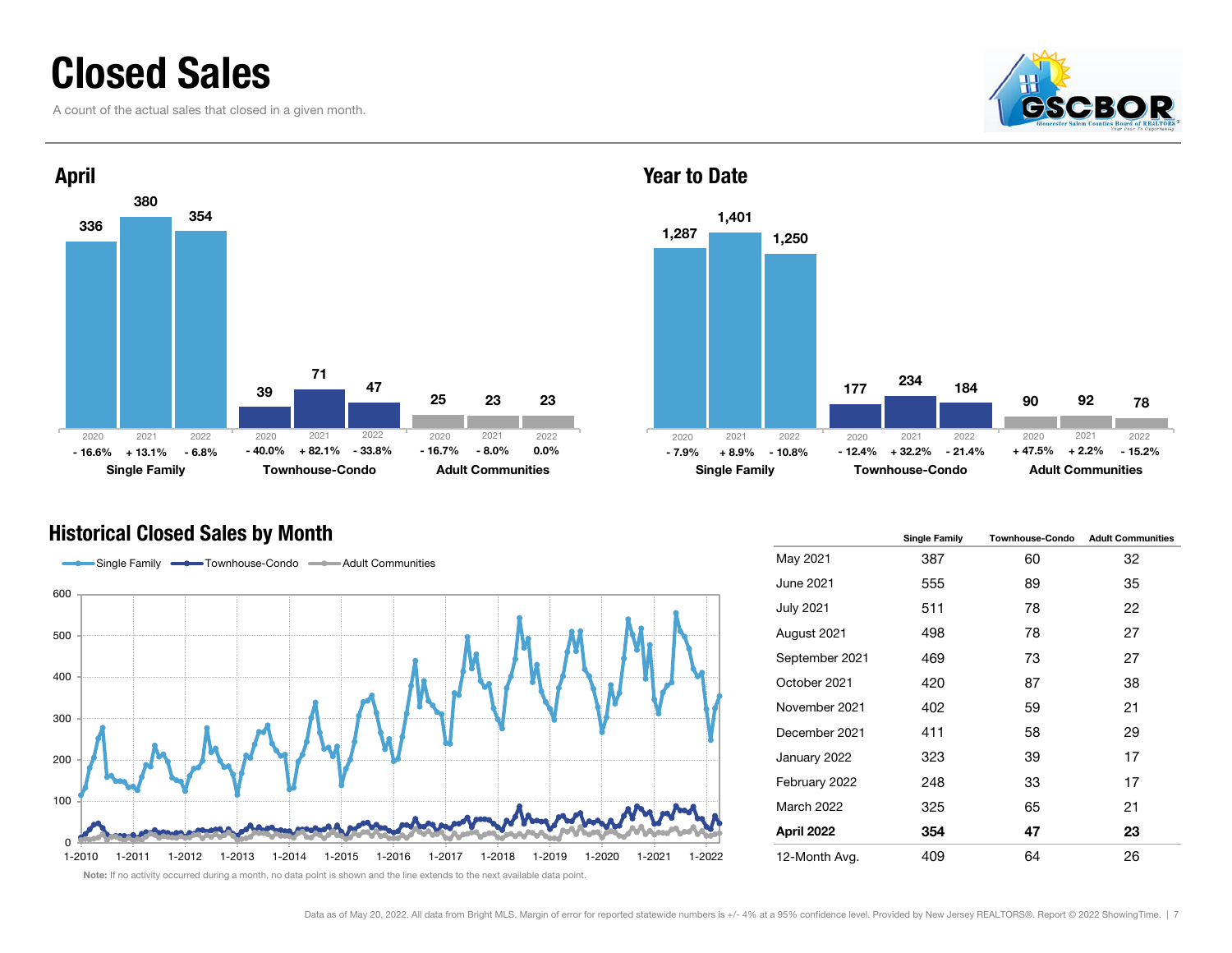# Closed Sales

A count of the actual sales that closed in a given month.

## April

| | 2020 | 2021 | 2022 |
|---|---|---|---|
| Single Family | 336 | 380 | 354 |
| | - 16.6% | + 13.1% | - 6.8% |
| Townhouse-Condo | 39 | 71 | 47 |
| | - 40.0% | + 82.1% | - 33.8% |
| Adult Communities | 25 | 23 | 23 |
| | - 16.7% | - 8.0% | 0.0% |

## Year to Date

| | 2020 | 2021 | 2022 |
|---|---|---|---|
| Single Family | 1,287 | 1,401 | 1,250 |
| | - 7.9% | + 8.9% | - 10.8% |
| Townhouse-Condo | 177 | 234 | 184 |
| | - 12.4% | + 32.2% | - 21.4% |
| Adult Communities | 90 | 92 | 78 |
| | + 47.5% | + 2.2% | - 15.2% |

## Historical Closed Sales by Month

| | Single Family | Townhouse-Condo | Adult Communities |
|---|---|---|---|
| May 2021 | 387 | 60 | 32 |
| June 2021 | 555 | 89 | 35 |
| July 2021 | 511 | 78 | 22 |
| August 2021 | 498 | 78 | 27 |
| September 2021 | 469 | 73 | 27 |
| October 2021 | 420 | 87 | 38 |
| November 2021 | 402 | 59 | 21 |
| December 2021 | 411 | 58 | 29 |
| January 2022 | 323 | 39 | 17 |
| February 2022 | 248 | 33 | 17 |
| March 2022 | 325 | 65 | 21 |
| **April 2022** | **354** | **47** | **23** |
| 12-Month Avg. | 409 | 64 | 26 |

**Note:** If no activity occurred during a month, no data point is shown and the line extends to the next available data point.

Data as of May 20, 2022. All data from Bright MLS. Margin of error for reported statewide numbers is +/- 4% at a 95% confidence level. Provided by New Jersey REALTORS®. Report © 2022 ShowingTime.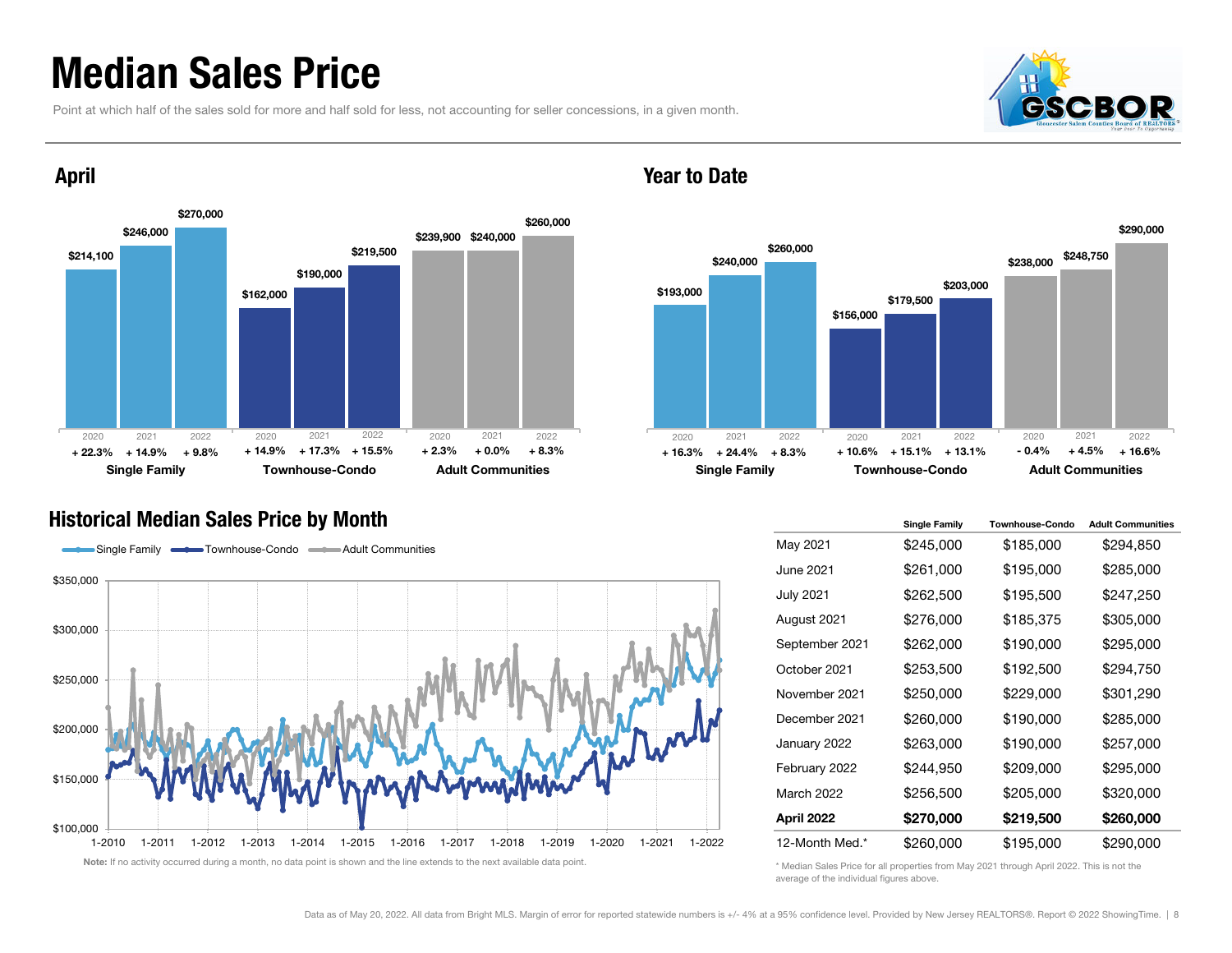# Median Sales Price

Point at which half of the sales sold for more and half sold for less, not accounting for seller concessions, in a given month.

## April

| | 2020 | 2021 | 2022 |
|---|---|---|---|
| **Single Family** | $214,100 | $246,000 | $270,000 |
| Change | + 22.3% | + 14.9% | + 9.8% |
| **Townhouse-Condo** | $162,000 | $190,000 | $219,500 |
| Change | + 14.9% | + 17.3% | + 15.5% |
| **Adult Communities** | $239,900 | $240,000 | $260,000 |
| Change | + 2.3% | + 0.0% | + 8.3% |

## Year to Date

| | 2020 | 2021 | 2022 |
|---|---|---|---|
| **Single Family** | $193,000 | $240,000 | $260,000 |
| Change | + 16.3% | + 24.4% | + 8.3% |
| **Townhouse-Condo** | $156,000 | $179,500 | $203,000 |
| Change | + 10.6% | + 15.1% | + 13.1% |
| **Adult Communities** | $238,000 | $248,750 | $290,000 |
| Change | - 0.4% | + 4.5% | + 16.6% |

## Historical Median Sales Price by Month

**Note:** If no activity occurred during a month, no data point is shown and the line extends to the next available data point.

| | Single Family | Townhouse-Condo | Adult Communities |
|---|---|---|---|
| May 2021 | $245,000 | $185,000 | $294,850 |
| June 2021 | $261,000 | $195,000 | $285,000 |
| July 2021 | $262,500 | $195,500 | $247,250 |
| August 2021 | $276,000 | $185,375 | $305,000 |
| September 2021 | $262,000 | $190,000 | $295,000 |
| October 2021 | $253,500 | $192,500 | $294,750 |
| November 2021 | $250,000 | $229,000 | $301,290 |
| December 2021 | $260,000 | $190,000 | $285,000 |
| January 2022 | $263,000 | $190,000 | $257,000 |
| February 2022 | $244,950 | $209,000 | $295,000 |
| March 2022 | $256,500 | $205,000 | $320,000 |
| **April 2022** | **$270,000** | **$219,500** | **$260,000** |
| 12-Month Med.* | $260,000 | $195,000 | $290,000 |

\* Median Sales Price for all properties from May 2021 through April 2022. This is not the average of the individual figures above.

Data as of May 20, 2022. All data from Bright MLS. Margin of error for reported statewide numbers is +/- 4% at a 95% confidence level. Provided by New Jersey REALTORS®. Report © 2022 ShowingTime.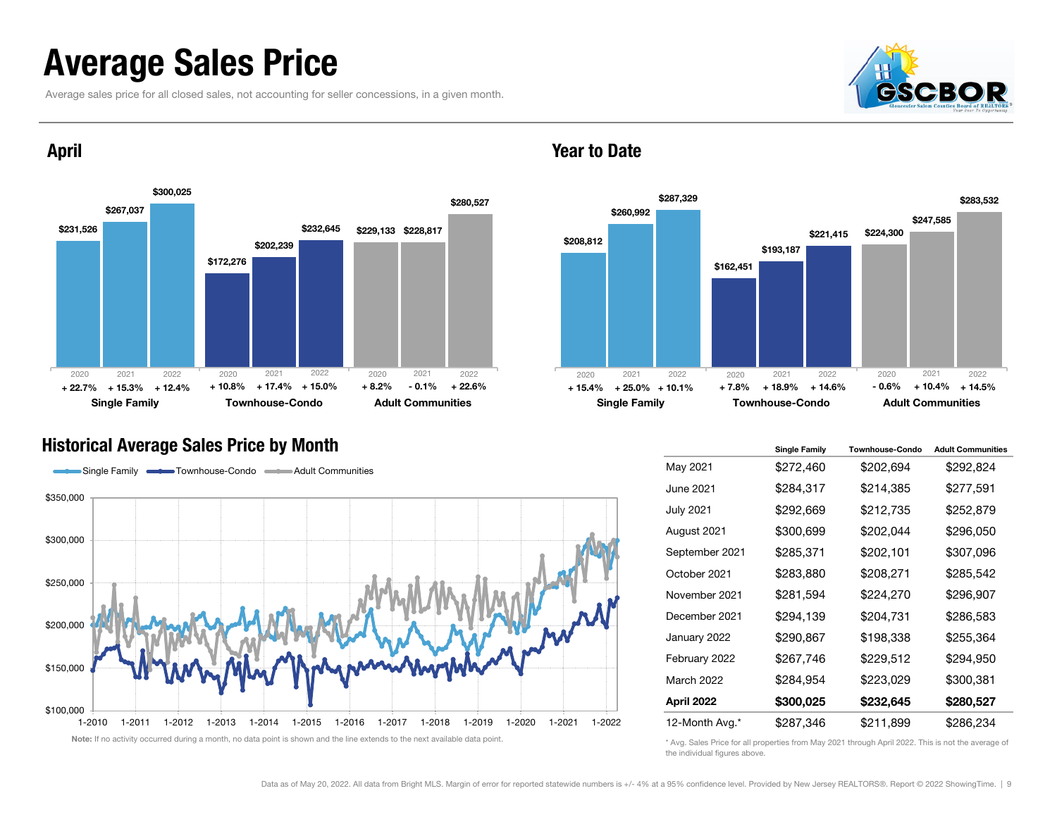# Average Sales Price

Average sales price for all closed sales, not accounting for seller concessions, in a given month.

## April

| | 2020 | 2021 | 2022 |
|---|---|---|---|
| Single Family | $231,526 | $267,037 | $300,025 |
| | + 22.7% | + 15.3% | + 12.4% |
| Townhouse-Condo | $172,276 | $202,239 | $232,645 |
| | + 10.8% | + 17.4% | + 15.0% |
| Adult Communities | $229,133 | $228,817 | $280,527 |
| | + 8.2% | - 0.1% | + 22.6% |

## Year to Date

| | 2020 | 2021 | 2022 |
|---|---|---|---|
| Single Family | $208,812 | $260,992 | $287,329 |
| | + 15.4% | + 25.0% | + 10.1% |
| Townhouse-Condo | $162,451 | $193,187 | $221,415 |
| | + 7.8% | + 18.9% | + 14.6% |
| Adult Communities | $224,300 | $247,585 | $283,532 |
| | - 0.6% | + 10.4% | + 14.5% |

## Historical Average Sales Price by Month

Single Family | Townhouse-Condo | Adult Communities

**Note:** If no activity occurred during a month, no data point is shown and the line extends to the next available data point.

| | Single Family | Townhouse-Condo | Adult Communities |
|---|---|---|---|
| May 2021 | $272,460 | $202,694 | $292,824 |
| June 2021 | $284,317 | $214,385 | $277,591 |
| July 2021 | $292,669 | $212,735 | $252,879 |
| August 2021 | $300,699 | $202,044 | $296,050 |
| September 2021 | $285,371 | $202,101 | $307,096 |
| October 2021 | $283,880 | $208,271 | $285,542 |
| November 2021 | $281,594 | $224,270 | $296,907 |
| December 2021 | $294,139 | $204,731 | $286,583 |
| January 2022 | $290,867 | $198,338 | $255,364 |
| February 2022 | $267,746 | $229,512 | $294,950 |
| March 2022 | $284,954 | $223,029 | $300,381 |
| **April 2022** | **$300,025** | **$232,645** | **$280,527** |
| 12-Month Avg.* | $287,346 | $211,899 | $286,234 |

\* Avg. Sales Price for all properties from May 2021 through April 2022. This is not the average of the individual figures above.

Data as of May 20, 2022. All data from Bright MLS. Margin of error for reported statewide numbers is +/- 4% at a 95% confidence level. Provided by New Jersey REALTORS®. Report © 2022 ShowingTime.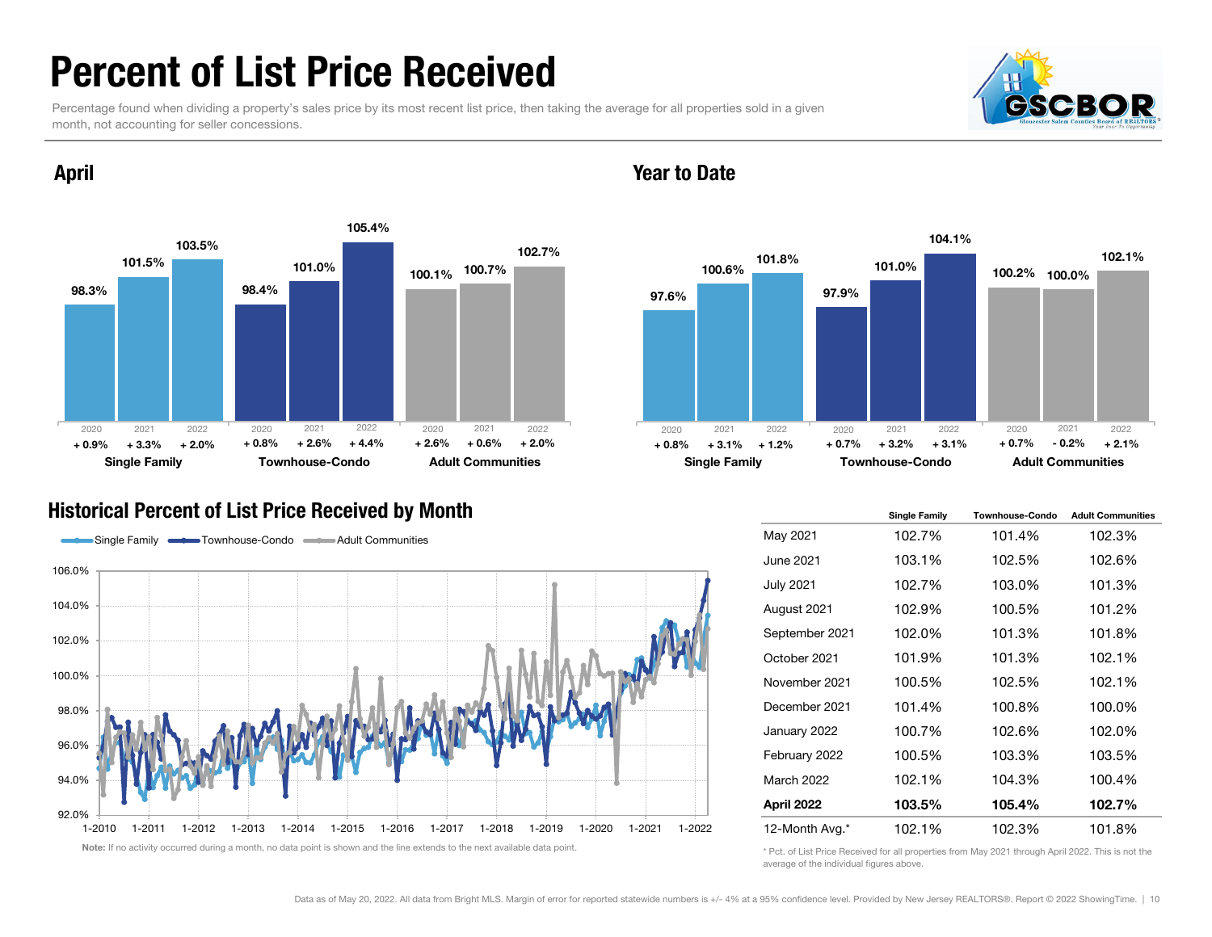# Percent of List Price Received

Percentage found when dividing a property's sales price by its most recent list price, then taking the average for all properties sold in a given month, not accounting for seller concessions.

## April

| | 2020 | 2021 | 2022 |
|---|---|---|---|
| Single Family | 98.3% (+ 0.9%) | 101.5% (+ 3.3%) | 103.5% (+ 2.0%) |
| Townhouse-Condo | 98.4% (+ 0.8%) | 101.0% (+ 2.6%) | 105.4% (+ 4.4%) |
| Adult Communities | 100.1% (+ 2.6%) | 100.7% (+ 0.6%) | 102.7% (+ 2.0%) |

## Year to Date

| | 2020 | 2021 | 2022 |
|---|---|---|---|
| Single Family | 97.6% (+ 0.8%) | 100.6% (+ 3.1%) | 101.8% (+ 1.2%) |
| Townhouse-Condo | 97.9% (+ 0.7%) | 101.0% (+ 3.2%) | 104.1% (+ 3.1%) |
| Adult Communities | 100.2% (+ 0.7%) | 100.0% (- 0.2%) | 102.1% (+ 2.1%) |

## Historical Percent of List Price Received by Month

**Note:** If no activity occurred during a month, no data point is shown and the line extends to the next available data point.

| | Single Family | Townhouse-Condo | Adult Communities |
|---|---|---|---|
| May 2021 | 102.7% | 101.4% | 102.3% |
| June 2021 | 103.1% | 102.5% | 102.6% |
| July 2021 | 102.7% | 103.0% | 101.3% |
| August 2021 | 102.9% | 100.5% | 101.2% |
| September 2021 | 102.0% | 101.3% | 101.8% |
| October 2021 | 101.9% | 101.3% | 102.1% |
| November 2021 | 100.5% | 102.5% | 102.1% |
| December 2021 | 101.4% | 100.8% | 100.0% |
| January 2022 | 100.7% | 102.6% | 102.0% |
| February 2022 | 100.5% | 103.3% | 103.5% |
| March 2022 | 102.1% | 104.3% | 100.4% |
| **April 2022** | **103.5%** | **105.4%** | **102.7%** |
| 12-Month Avg.* | 102.1% | 102.3% | 101.8% |

\* Pct. of List Price Received for all properties from May 2021 through April 2022. This is not the average of the individual figures above.

Data as of May 20, 2022. All data from Bright MLS. Margin of error for reported statewide numbers is +/- 4% at a 95% confidence level. Provided by New Jersey REALTORS®. Report © 2022 ShowingTime.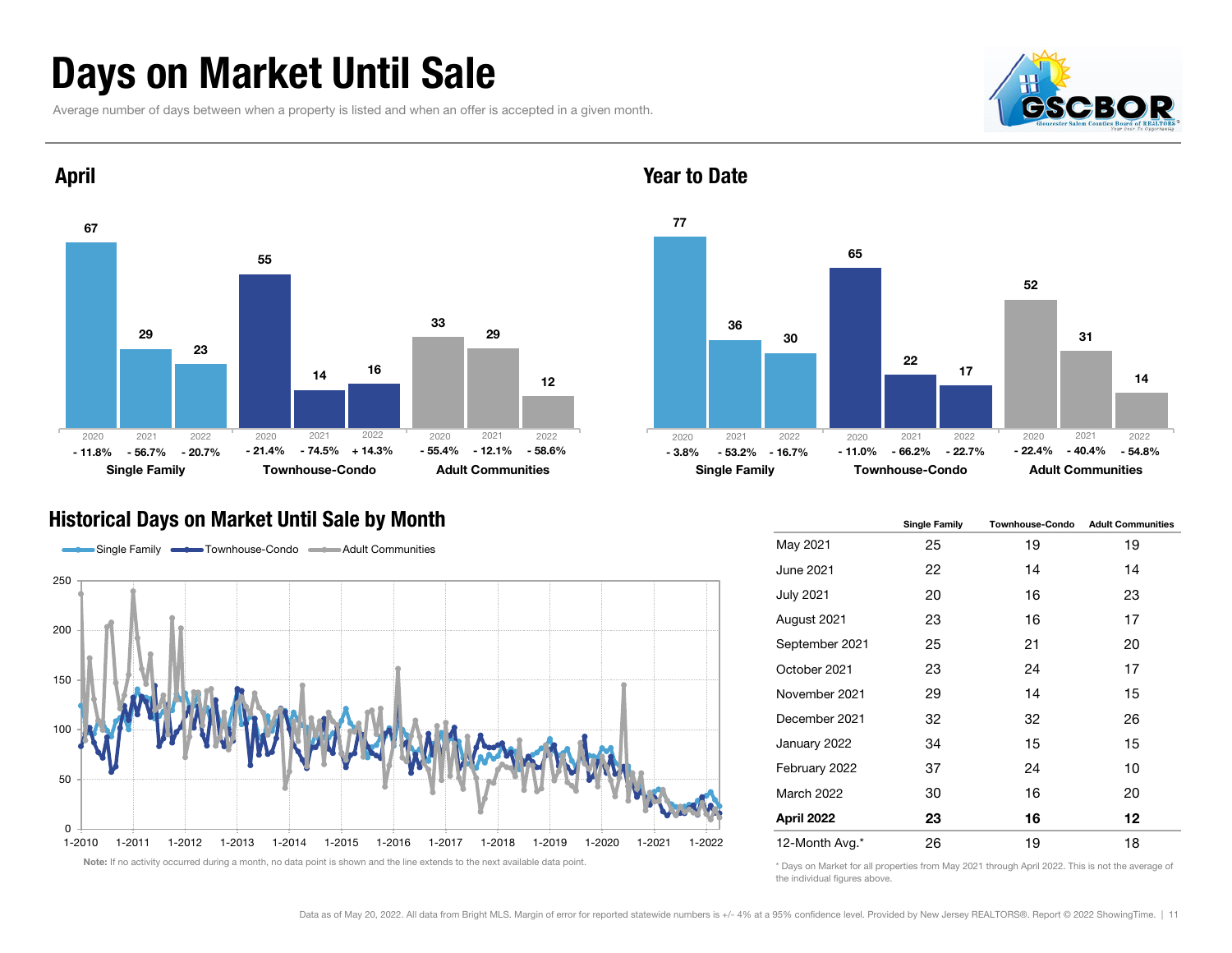# Days on Market Until Sale

Average number of days between when a property is listed and when an offer is accepted in a given month.

## April

| | 2020 | 2021 | 2022 |
|---|---|---|---|
| Single Family | 67 | 29 | 23 |
| Change | - 11.8% | - 56.7% | - 20.7% |
| Townhouse-Condo | 55 | 14 | 16 |
| Change | - 21.4% | - 74.5% | + 14.3% |
| Adult Communities | 33 | 29 | 12 |
| Change | - 55.4% | - 12.1% | - 58.6% |

## Year to Date

| | 2020 | 2021 | 2022 |
|---|---|---|---|
| Single Family | 77 | 36 | 30 |
| Change | - 3.8% | - 53.2% | - 16.7% |
| Townhouse-Condo | 65 | 22 | 17 |
| Change | - 11.0% | - 66.2% | - 22.7% |
| Adult Communities | 52 | 31 | 14 |
| Change | - 22.4% | - 40.4% | - 54.8% |

## Historical Days on Market Until Sale by Month

Legend: Single Family, Townhouse-Condo, Adult Communities

**Note:** If no activity occurred during a month, no data point is shown and the line extends to the next available data point.

| | Single Family | Townhouse-Condo | Adult Communities |
|---|---|---|---|
| May 2021 | 25 | 19 | 19 |
| June 2021 | 22 | 14 | 14 |
| July 2021 | 20 | 16 | 23 |
| August 2021 | 23 | 16 | 17 |
| September 2021 | 25 | 21 | 20 |
| October 2021 | 23 | 24 | 17 |
| November 2021 | 29 | 14 | 15 |
| December 2021 | 32 | 32 | 26 |
| January 2022 | 34 | 15 | 15 |
| February 2022 | 37 | 24 | 10 |
| March 2022 | 30 | 16 | 20 |
| **April 2022** | **23** | **16** | **12** |
| 12-Month Avg.* | 26 | 19 | 18 |

\* Days on Market for all properties from May 2021 through April 2022. This is not the average of the individual figures above.

Data as of May 20, 2022. All data from Bright MLS. Margin of error for reported statewide numbers is +/- 4% at a 95% confidence level. Provided by New Jersey REALTORS®. Report © 2022 ShowingTime.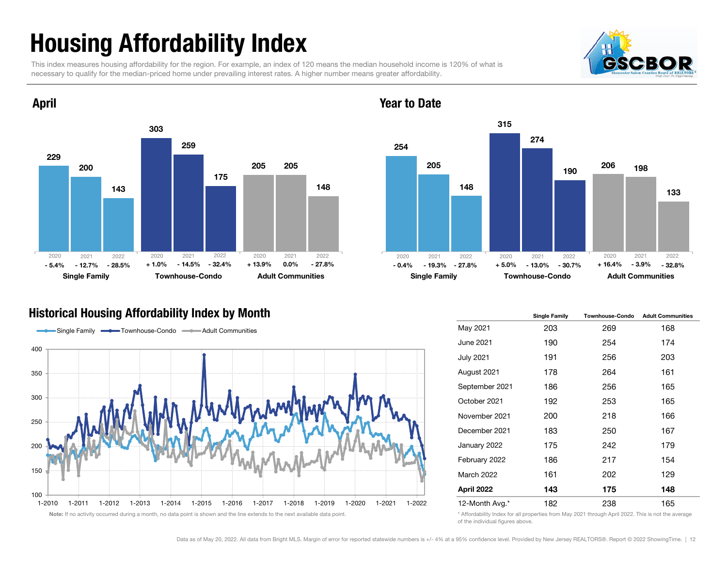# Housing Affordability Index

This index measures housing affordability for the region. For example, an index of 120 means the median household income is 120% of what is necessary to qualify for the median-priced home under prevailing interest rates. A higher number means greater affordability.

## April

| | 2020 | 2021 | 2022 |
|---|---|---|---|
| Single Family | 229 (- 5.4%) | 200 (- 12.7%) | 143 (- 28.5%) |
| Townhouse-Condo | 303 (+ 1.0%) | 259 (- 14.5%) | 175 (- 32.4%) |
| Adult Communities | 205 (+ 13.9%) | 205 (0.0%) | 148 (- 27.8%) |

## Year to Date

| | 2020 | 2021 | 2022 |
|---|---|---|---|
| Single Family | 254 (- 0.4%) | 205 (- 19.3%) | 148 (- 27.8%) |
| Townhouse-Condo | 315 (+ 5.0%) | 274 (- 13.0%) | 190 (- 30.7%) |
| Adult Communities | 206 (+ 16.4%) | 198 (- 3.9%) | 133 (- 32.8%) |

## Historical Housing Affordability Index by Month

Note: If no activity occurred during a month, no data point is shown and the line extends to the next available data point.

| | Single Family | Townhouse-Condo | Adult Communities |
|---|---|---|---|
| May 2021 | 203 | 269 | 168 |
| June 2021 | 190 | 254 | 174 |
| July 2021 | 191 | 256 | 203 |
| August 2021 | 178 | 264 | 161 |
| September 2021 | 186 | 256 | 165 |
| October 2021 | 192 | 253 | 165 |
| November 2021 | 200 | 218 | 166 |
| December 2021 | 183 | 250 | 167 |
| January 2022 | 175 | 242 | 179 |
| February 2022 | 186 | 217 | 154 |
| March 2022 | 161 | 202 | 129 |
| **April 2022** | **143** | **175** | **148** |
| 12-Month Avg.* | 182 | 238 | 165 |

\* Affordability Index for all properties from May 2021 through April 2022. This is not the average of the individual figures above.

Data as of May 20, 2022. All data from Bright MLS. Margin of error for reported statewide numbers is +/- 4% at a 95% confidence level. Provided by New Jersey REALTORS®. Report © 2022 ShowingTime.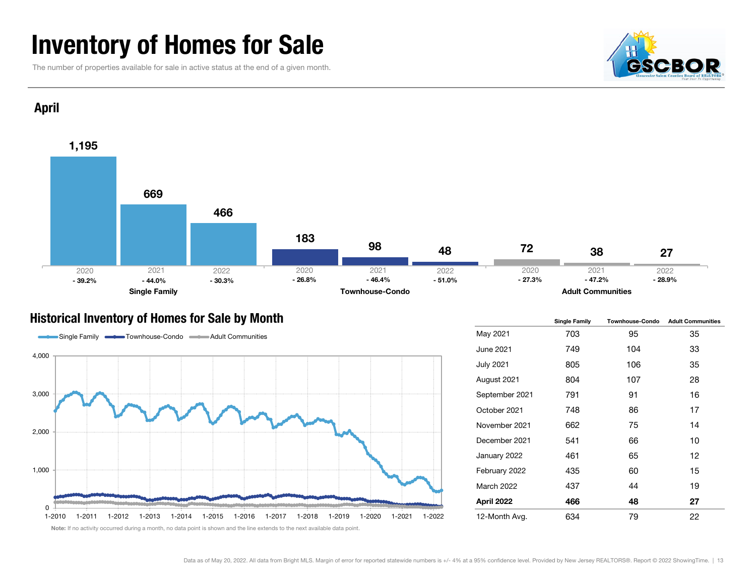# Inventory of Homes for Sale

The number of properties available for sale in active status at the end of a given month.

## April

| | 2020 | 2021 | 2022 |
|---|---|---|---|
| Single Family | 1,195 (- 39.2%) | 669 (- 44.0%) | 466 (- 30.3%) |
| Townhouse-Condo | 183 (- 26.8%) | 98 (- 46.4%) | 48 (- 51.0%) |
| Adult Communities | 72 (- 27.3%) | 38 (- 47.2%) | 27 (- 28.9%) |

## Historical Inventory of Homes for Sale by Month

**Note:** If no activity occurred during a month, no data point is shown and the line extends to the next available data point.

| | Single Family | Townhouse-Condo | Adult Communities |
|---|---|---|---|
| May 2021 | 703 | 95 | 35 |
| June 2021 | 749 | 104 | 33 |
| July 2021 | 805 | 106 | 35 |
| August 2021 | 804 | 107 | 28 |
| September 2021 | 791 | 91 | 16 |
| October 2021 | 748 | 86 | 17 |
| November 2021 | 662 | 75 | 14 |
| December 2021 | 541 | 66 | 10 |
| January 2022 | 461 | 65 | 12 |
| February 2022 | 435 | 60 | 15 |
| March 2022 | 437 | 44 | 19 |
| **April 2022** | **466** | **48** | **27** |
| 12-Month Avg. | 634 | 79 | 22 |

Data as of May 20, 2022. All data from Bright MLS. Margin of error for reported statewide numbers is +/- 4% at a 95% confidence level. Provided by New Jersey REALTORS®. Report © 2022 ShowingTime.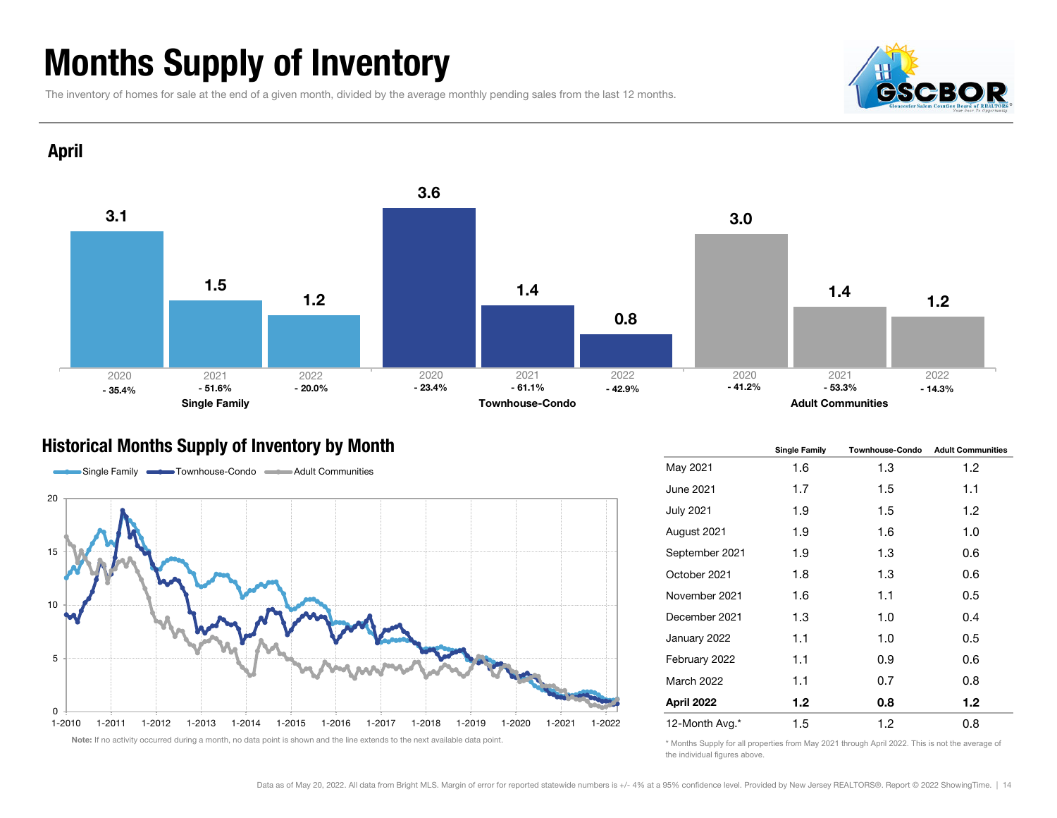# Months Supply of Inventory

The inventory of homes for sale at the end of a given month, divided by the average monthly pending sales from the last 12 months.

## April

| | 2020 | 2021 | 2022 |
|---|---|---|---|
| Single Family | 3.1 | 1.5 | 1.2 |
| Change | - 35.4% | - 51.6% | - 20.0% |
| Townhouse-Condo | 3.6 | 1.4 | 0.8 |
| Change | - 23.4% | - 61.1% | - 42.9% |
| Adult Communities | 3.0 | 1.4 | 1.2 |
| Change | - 41.2% | - 53.3% | - 14.3% |

## Historical Months Supply of Inventory by Month

Single Family / Townhouse-Condo / Adult Communities

**Note:** If no activity occurred during a month, no data point is shown and the line extends to the next available data point.

| | Single Family | Townhouse-Condo | Adult Communities |
|---|---|---|---|
| May 2021 | 1.6 | 1.3 | 1.2 |
| June 2021 | 1.7 | 1.5 | 1.1 |
| July 2021 | 1.9 | 1.5 | 1.2 |
| August 2021 | 1.9 | 1.6 | 1.0 |
| September 2021 | 1.9 | 1.3 | 0.6 |
| October 2021 | 1.8 | 1.3 | 0.6 |
| November 2021 | 1.6 | 1.1 | 0.5 |
| December 2021 | 1.3 | 1.0 | 0.4 |
| January 2022 | 1.1 | 1.0 | 0.5 |
| February 2022 | 1.1 | 0.9 | 0.6 |
| March 2022 | 1.1 | 0.7 | 0.8 |
| **April 2022** | **1.2** | **0.8** | **1.2** |
| 12-Month Avg.* | 1.5 | 1.2 | 0.8 |

\* Months Supply for all properties from May 2021 through April 2022. This is not the average of the individual figures above.

Data as of May 20, 2022. All data from Bright MLS. Margin of error for reported statewide numbers is +/- 4% at a 95% confidence level. Provided by New Jersey REALTORS®. Report © 2022 ShowingTime.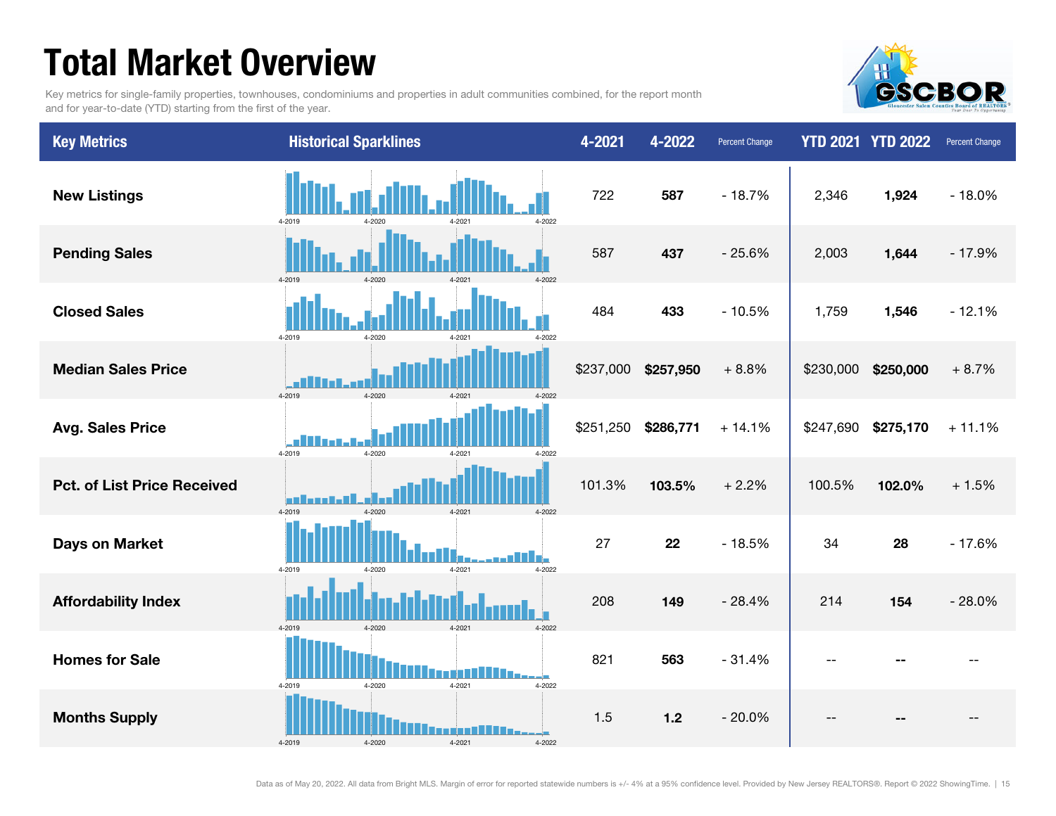# Total Market Overview

Key metrics for single-family properties, townhouses, condominiums and properties in adult communities combined, for the report month and for year-to-date (YTD) starting from the first of the year.

GSCBOR Gloucester Salem Counties Board of REALTORS® Your Door To Opportunity

| Key Metrics | Historical Sparklines | 4-2021 | 4-2022 | Percent Change | YTD 2021 | YTD 2022 | Percent Change |
|---|---|---|---|---|---|---|---|
| New Listings | 4-2019 4-2020 4-2021 4-2022 | 722 | **587** | - 18.7% | 2,346 | **1,924** | - 18.0% |
| Pending Sales | 4-2019 4-2020 4-2021 4-2022 | 587 | **437** | - 25.6% | 2,003 | **1,644** | - 17.9% |
| Closed Sales | 4-2019 4-2020 4-2021 4-2022 | 484 | **433** | - 10.5% | 1,759 | **1,546** | - 12.1% |
| Median Sales Price | 4-2019 4-2020 4-2021 4-2022 | $237,000 | **$257,950** | + 8.8% | $230,000 | **$250,000** | + 8.7% |
| Avg. Sales Price | 4-2019 4-2020 4-2021 4-2022 | $251,250 | **$286,771** | + 14.1% | $247,690 | **$275,170** | + 11.1% |
| Pct. of List Price Received | 4-2019 4-2020 4-2021 4-2022 | 101.3% | **103.5%** | + 2.2% | 100.5% | **102.0%** | + 1.5% |
| Days on Market | 4-2019 4-2020 4-2021 4-2022 | 27 | **22** | - 18.5% | 34 | **28** | - 17.6% |
| Affordability Index | 4-2019 4-2020 4-2021 4-2022 | 208 | **149** | - 28.4% | 214 | **154** | - 28.0% |
| Homes for Sale | 4-2019 4-2020 4-2021 4-2022 | 821 | **563** | - 31.4% | -- | **--** | -- |
| Months Supply | 4-2019 4-2020 4-2021 4-2022 | 1.5 | **1.2** | - 20.0% | -- | **--** | -- |

Data as of May 20, 2022. All data from Bright MLS. Margin of error for reported statewide numbers is +/- 4% at a 95% confidence level. Provided by New Jersey REALTORS®. Report © 2022 ShowingTime.